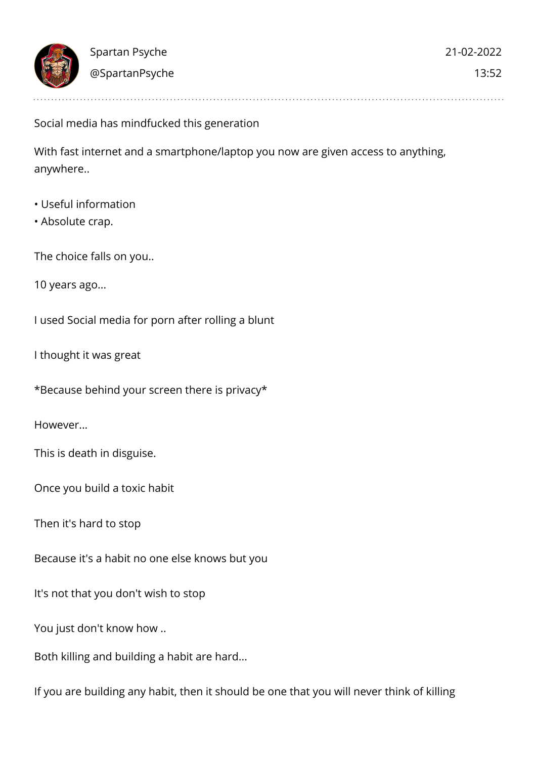Spartan Psyche

@SpartanPsyche

21-02-2022

13:52

Social media has mindfucked this generation

With fast internet and a smartphone/laptop you now are given access to anything, anywhere..

- Useful information
- Absolute crap.

The choice falls on you..

10 years ago...

I used Social media for porn after rolling a blunt

I thought it was great

*Because behind your screen there is privacy*

However...

This is death in disguise.

Once you build a toxic habit

Then it's hard to stop

Because it's a habit no one else knows but you

It's not that you don't wish to stop

You just don't know how ..

Both killing and building a habit are hard...

If you are building any habit, then it should be one that you will never think of killing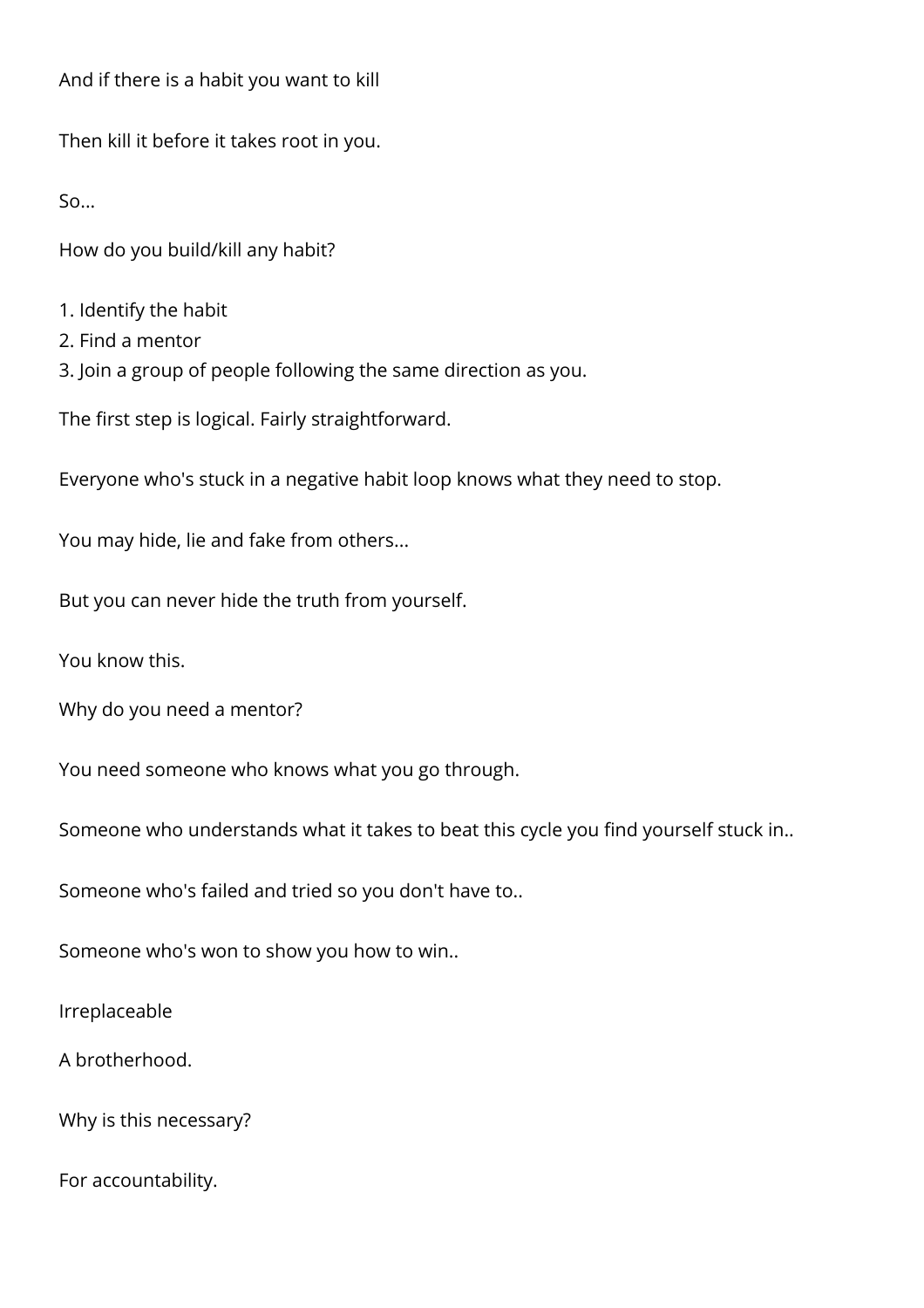And if there is a habit you want to kill

Then kill it before it takes root in you.

So...

How do you build/kill any habit?

1. Identify the habit
2. Find a mentor
3. Join a group of people following the same direction as you.

The first step is logical. Fairly straightforward.

Everyone who's stuck in a negative habit loop knows what they need to stop.

You may hide, lie and fake from others...

But you can never hide the truth from yourself.

You know this.

Why do you need a mentor?

You need someone who knows what you go through.

Someone who understands what it takes to beat this cycle you find yourself stuck in..

Someone who's failed and tried so you don't have to..

Someone who's won to show you how to win..

Irreplaceable

A brotherhood.

Why is this necessary?

For accountability.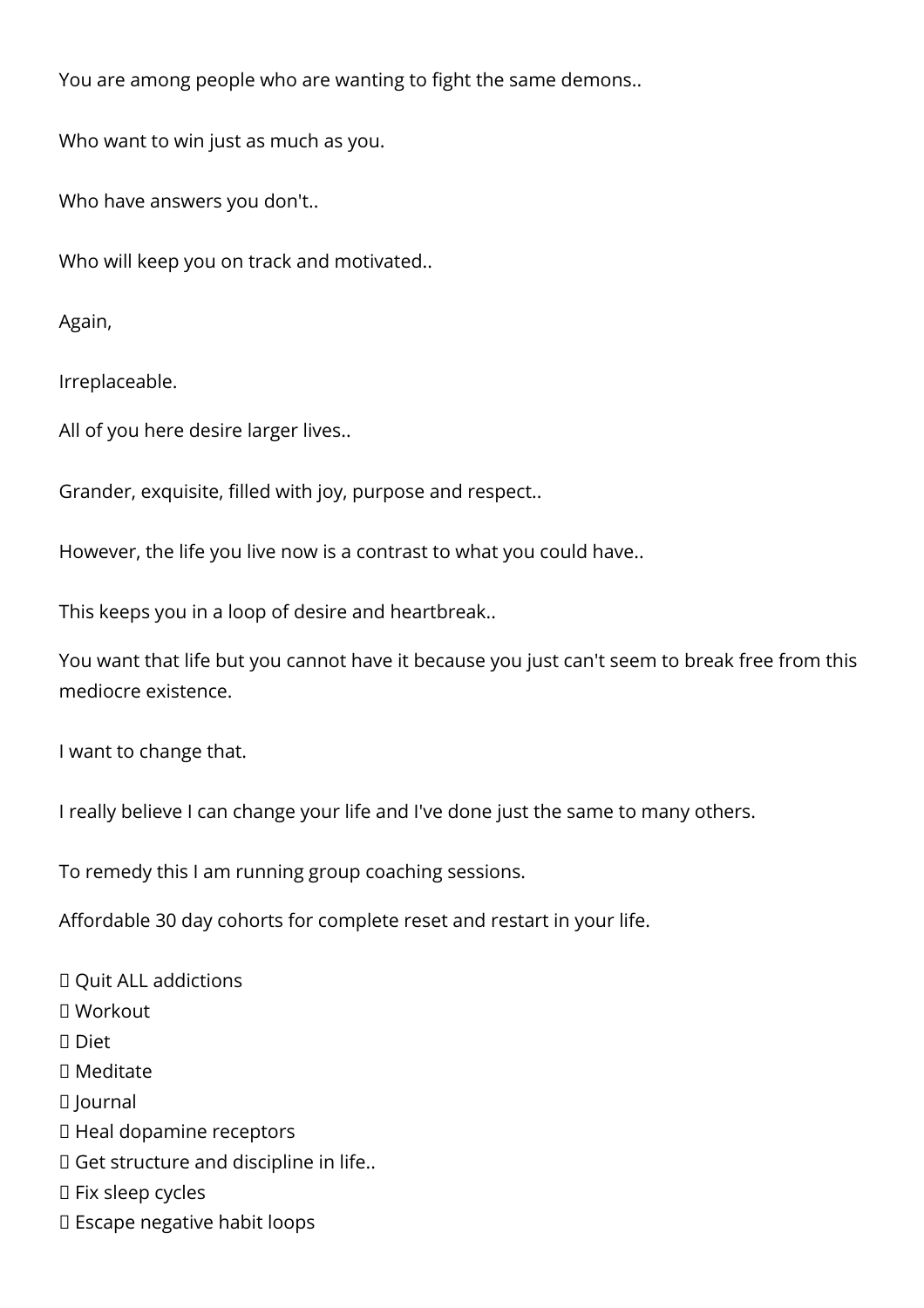You are among people who are wanting to fight the same demons..

Who want to win just as much as you.

Who have answers you don't..

Who will keep you on track and motivated..

Again,

Irreplaceable.

All of you here desire larger lives..

Grander, exquisite, filled with joy, purpose and respect..

However, the life you live now is a contrast to what you could have..

This keeps you in a loop of desire and heartbreak..

You want that life but you cannot have it because you just can't seem to break free from this mediocre existence.

I want to change that.

I really believe I can change your life and I've done just the same to many others.

To remedy this I am running group coaching sessions.

Affordable 30 day cohorts for complete reset and restart in your life.

- Quit ALL addictions
- Workout
- Diet
- Meditate
- Journal
- Heal dopamine receptors
- Get structure and discipline in life..
- Fix sleep cycles
- Escape negative habit loops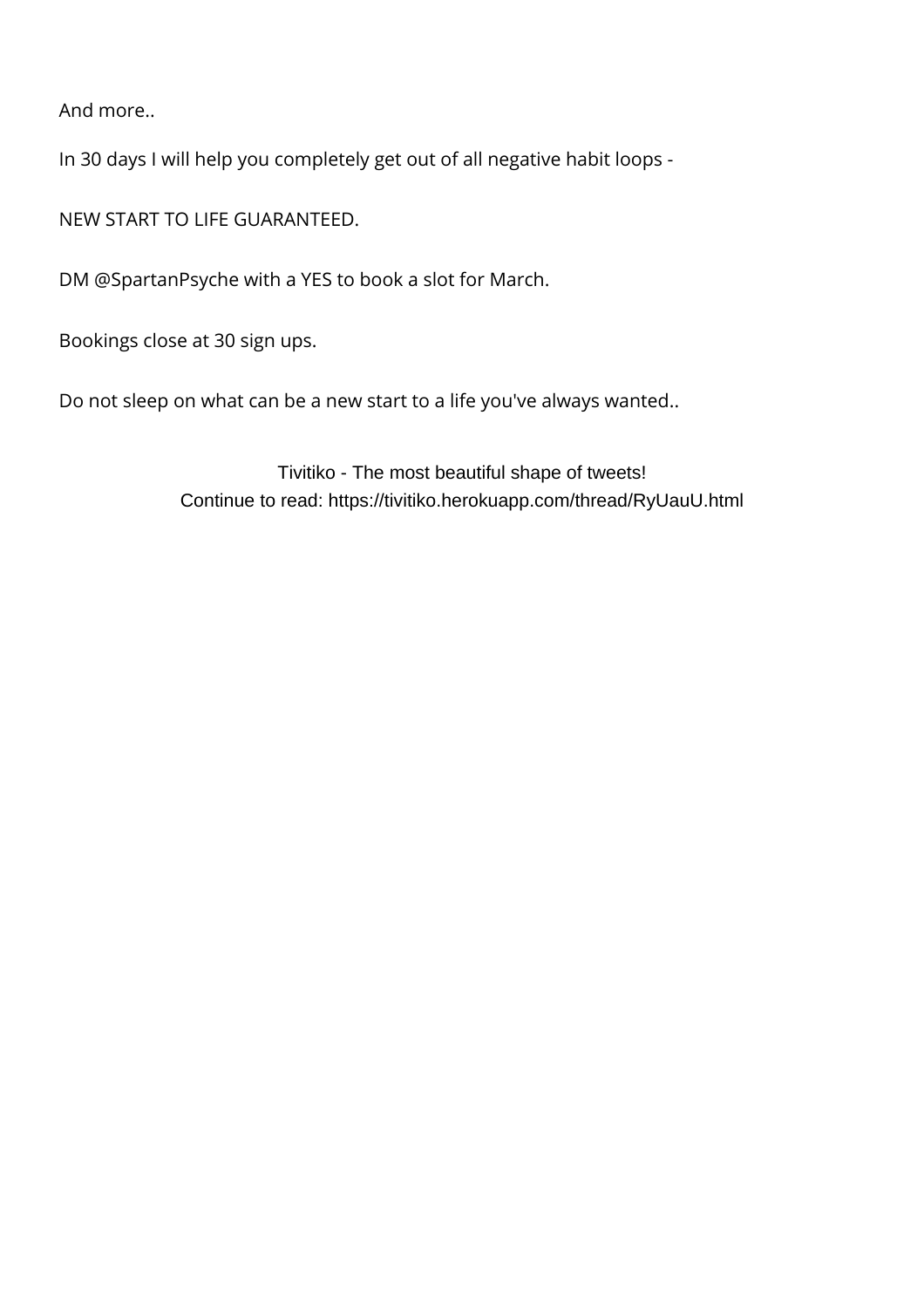And more..

In 30 days I will help you completely get out of all negative habit loops -

NEW START TO LIFE GUARANTEED.

DM @SpartanPsyche with a YES to book a slot for March.

Bookings close at 30 sign ups.

Do not sleep on what can be a new start to a life you've always wanted..

Tivitiko - The most beautiful shape of tweets!
Continue to read: https://tivitiko.herokuapp.com/thread/RyUauU.html